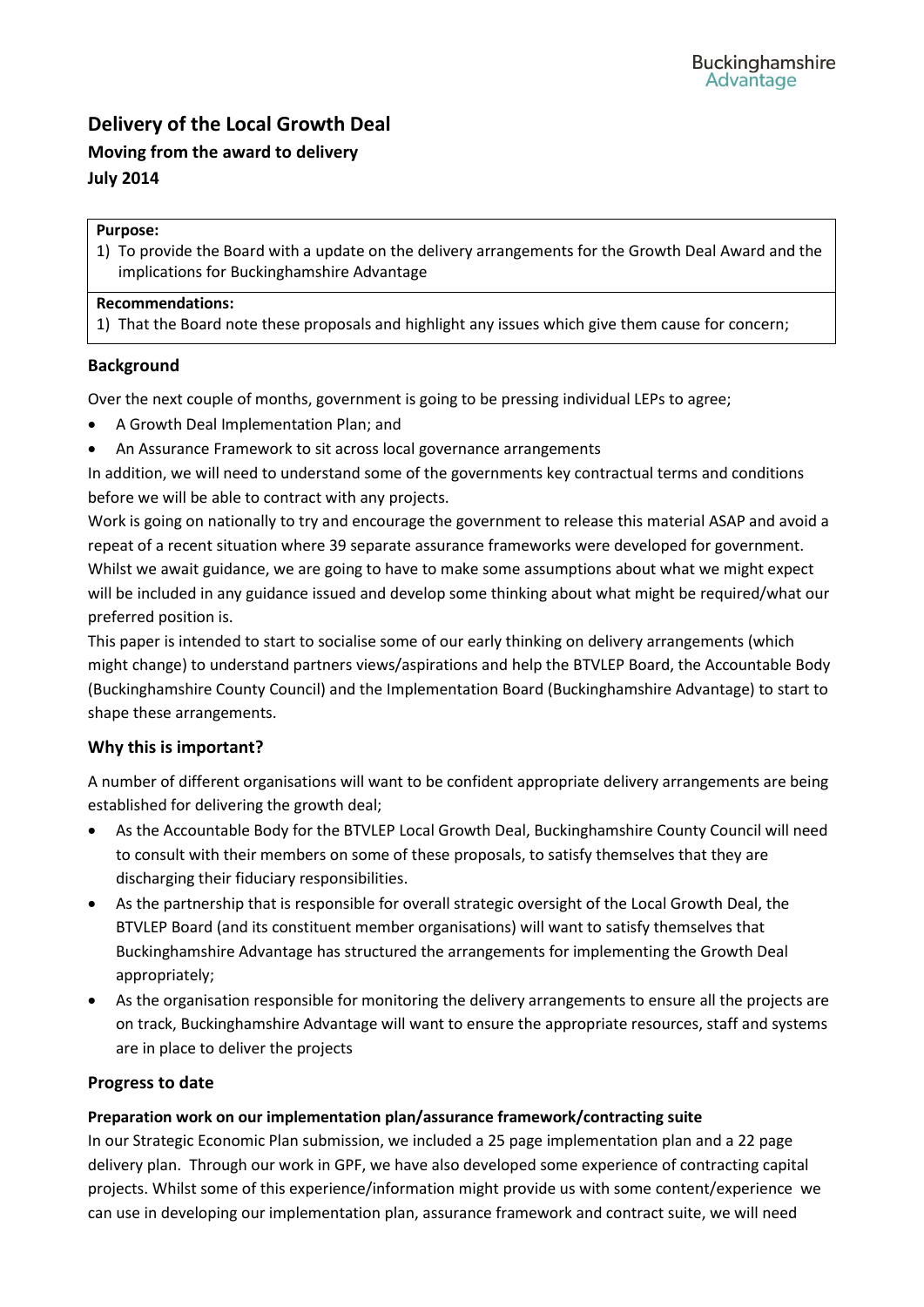Buckinghamshire Advantage

# Delivery of the Local Growth Deal

### Moving from the award to delivery

### July 2014

**Purpose:**

1) To provide the Board with a update on the delivery arrangements for the Growth Deal Award and the implications for Buckinghamshire Advantage

**Recommendations:**

1) That the Board note these proposals and highlight any issues which give them cause for concern;

## Background

Over the next couple of months, government is going to be pressing individual LEPs to agree;

- A Growth Deal Implementation Plan; and
- An Assurance Framework to sit across local governance arrangements

In addition, we will need to understand some of the governments key contractual terms and conditions before we will be able to contract with any projects.

Work is going on nationally to try and encourage the government to release this material ASAP and avoid a repeat of a recent situation where 39 separate assurance frameworks were developed for government.

Whilst we await guidance, we are going to have to make some assumptions about what we might expect will be included in any guidance issued and develop some thinking about what might be required/what our preferred position is.

This paper is intended to start to socialise some of our early thinking on delivery arrangements (which might change) to understand partners views/aspirations and help the BTVLEP Board, the Accountable Body (Buckinghamshire County Council) and the Implementation Board (Buckinghamshire Advantage) to start to shape these arrangements.

## Why this is important?

A number of different organisations will want to be confident appropriate delivery arrangements are being established for delivering the growth deal;

- As the Accountable Body for the BTVLEP Local Growth Deal, Buckinghamshire County Council will need to consult with their members on some of these proposals, to satisfy themselves that they are discharging their fiduciary responsibilities.
- As the partnership that is responsible for overall strategic oversight of the Local Growth Deal, the BTVLEP Board (and its constituent member organisations) will want to satisfy themselves that Buckinghamshire Advantage has structured the arrangements for implementing the Growth Deal appropriately;
- As the organisation responsible for monitoring the delivery arrangements to ensure all the projects are on track, Buckinghamshire Advantage will want to ensure the appropriate resources, staff and systems are in place to deliver the projects

## Progress to date

### Preparation work on our implementation plan/assurance framework/contracting suite

In our Strategic Economic Plan submission, we included a 25 page implementation plan and a 22 page delivery plan. Through our work in GPF, we have also developed some experience of contracting capital projects. Whilst some of this experience/information might provide us with some content/experience we can use in developing our implementation plan, assurance framework and contract suite, we will need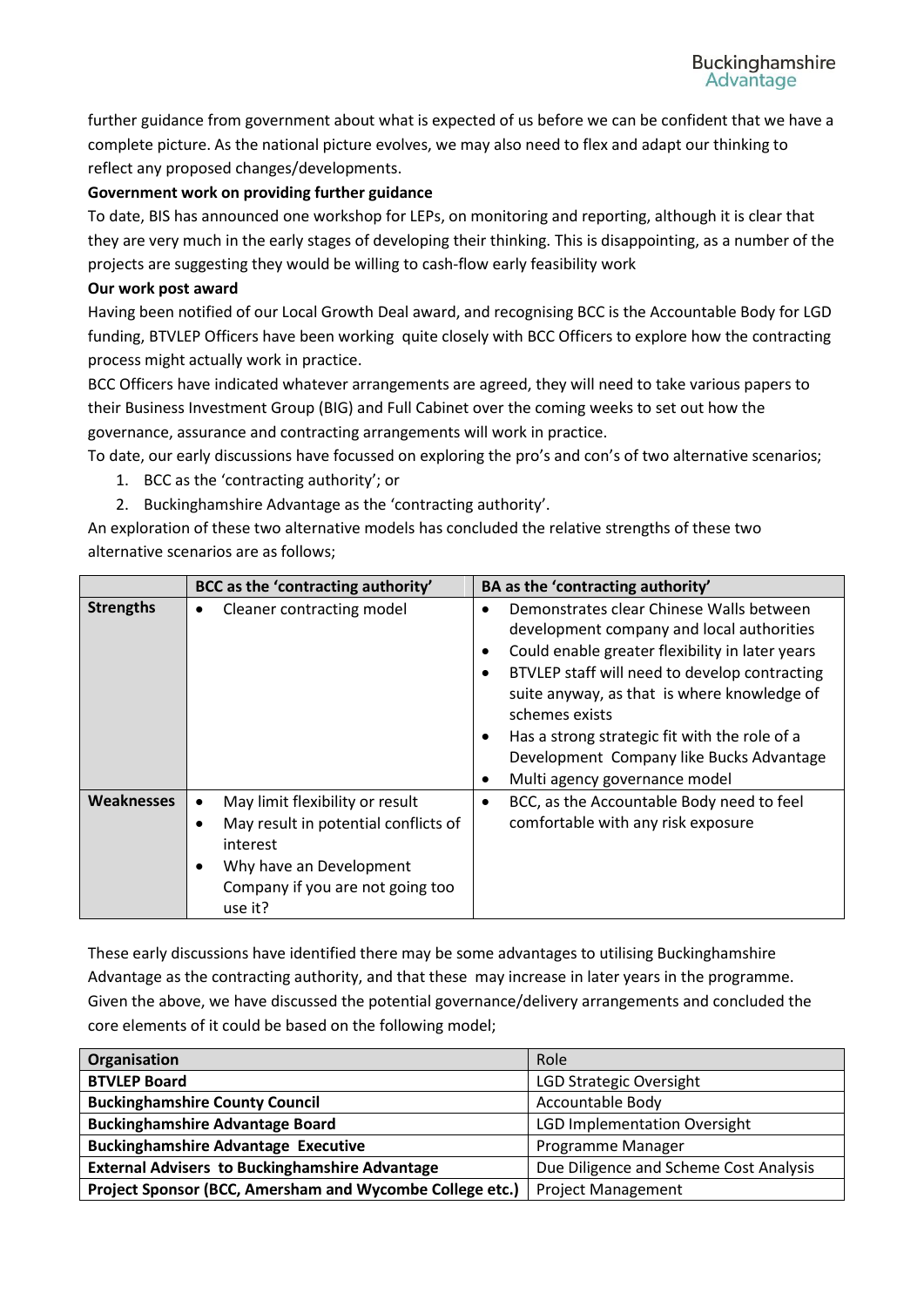further guidance from government about what is expected of us before we can be confident that we have a complete picture. As the national picture evolves, we may also need to flex and adapt our thinking to reflect any proposed changes/developments.

**Government work on providing further guidance**

To date, BIS has announced one workshop for LEPs, on monitoring and reporting, although it is clear that they are very much in the early stages of developing their thinking. This is disappointing, as a number of the projects are suggesting they would be willing to cash-flow early feasibility work

**Our work post award**

Having been notified of our Local Growth Deal award, and recognising BCC is the Accountable Body for LGD funding, BTVLEP Officers have been working quite closely with BCC Officers to explore how the contracting process might actually work in practice.

BCC Officers have indicated whatever arrangements are agreed, they will need to take various papers to their Business Investment Group (BIG) and Full Cabinet over the coming weeks to set out how the governance, assurance and contracting arrangements will work in practice.

To date, our early discussions have focussed on exploring the pro's and con's of two alternative scenarios;

1. BCC as the 'contracting authority'; or
2. Buckinghamshire Advantage as the 'contracting authority'.

An exploration of these two alternative models has concluded the relative strengths of these two alternative scenarios are as follows;

| | BCC as the 'contracting authority' | BA as the 'contracting authority' |
|---|---|---|
| **Strengths** | • Cleaner contracting model | • Demonstrates clear Chinese Walls between development company and local authorities<br>• Could enable greater flexibility in later years<br>• BTVLEP staff will need to develop contracting suite anyway, as that is where knowledge of schemes exists<br>• Has a strong strategic fit with the role of a Development Company like Bucks Advantage<br>• Multi agency governance model |
| **Weaknesses** | • May limit flexibility or result<br>• May result in potential conflicts of interest<br>• Why have an Development Company if you are not going too use it? | • BCC, as the Accountable Body need to feel comfortable with any risk exposure |

These early discussions have identified there may be some advantages to utilising Buckinghamshire Advantage as the contracting authority, and that these may increase in later years in the programme. Given the above, we have discussed the potential governance/delivery arrangements and concluded the core elements of it could be based on the following model;

| Organisation | Role |
|---|---|
| **BTVLEP Board** | LGD Strategic Oversight |
| **Buckinghamshire County Council** | Accountable Body |
| **Buckinghamshire Advantage Board** | LGD Implementation Oversight |
| **Buckinghamshire Advantage Executive** | Programme Manager |
| **External Advisers to Buckinghamshire Advantage** | Due Diligence and Scheme Cost Analysis |
| **Project Sponsor (BCC, Amersham and Wycombe College etc.)** | Project Management |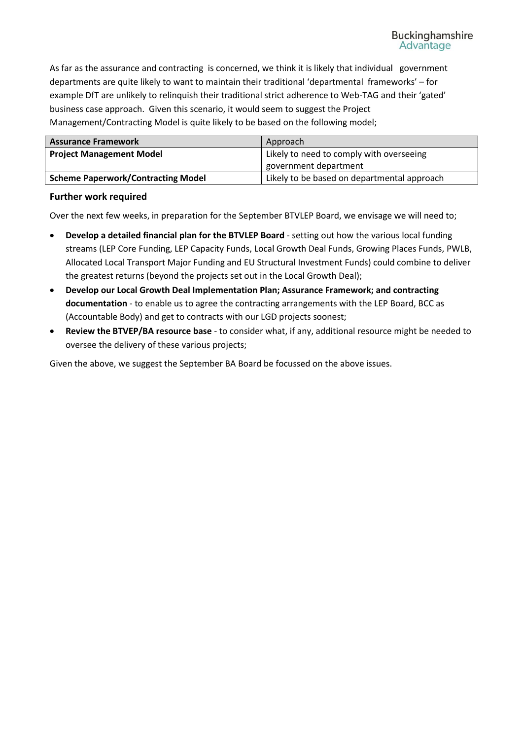As far as the assurance and contracting is concerned, we think it is likely that individual government departments are quite likely to want to maintain their traditional 'departmental frameworks' – for example DfT are unlikely to relinquish their traditional strict adherence to Web-TAG and their 'gated' business case approach. Given this scenario, it would seem to suggest the Project Management/Contracting Model is quite likely to be based on the following model;

| **Assurance Framework** | Approach |
|---|---|
| **Project Management Model** | Likely to need to comply with overseeing government department |
| **Scheme Paperwork/Contracting Model** | Likely to be based on departmental approach |

### Further work required

Over the next few weeks, in preparation for the September BTVLEP Board, we envisage we will need to;

- **Develop a detailed financial plan for the BTVLEP Board** - setting out how the various local funding streams (LEP Core Funding, LEP Capacity Funds, Local Growth Deal Funds, Growing Places Funds, PWLB, Allocated Local Transport Major Funding and EU Structural Investment Funds) could combine to deliver the greatest returns (beyond the projects set out in the Local Growth Deal);
- **Develop our Local Growth Deal Implementation Plan; Assurance Framework; and contracting documentation** - to enable us to agree the contracting arrangements with the LEP Board, BCC as (Accountable Body) and get to contracts with our LGD projects soonest;
- **Review the BTVEP/BA resource base** - to consider what, if any, additional resource might be needed to oversee the delivery of these various projects;

Given the above, we suggest the September BA Board be focussed on the above issues.